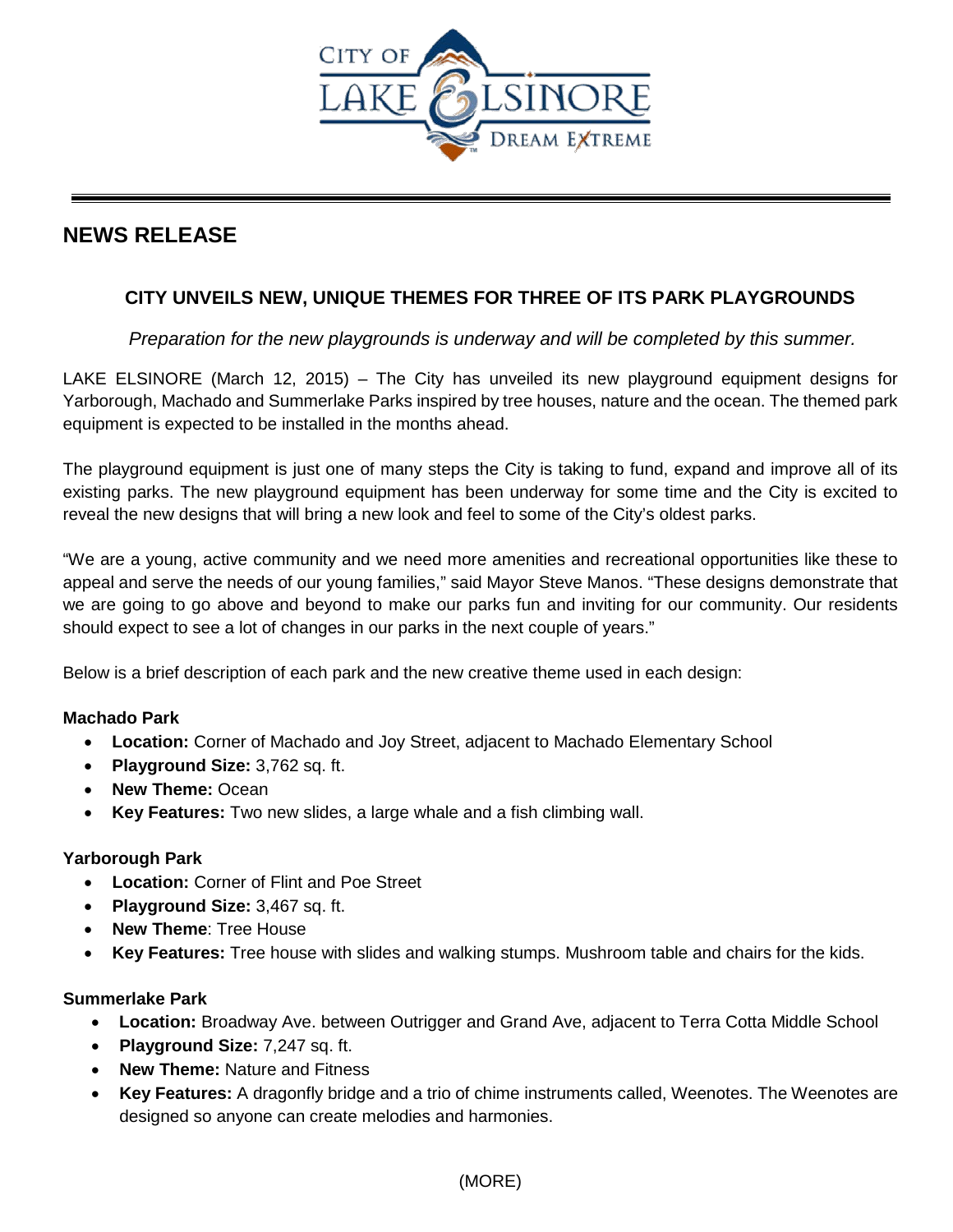CITY OF LAKE ELSINORE
DREAM EXTREME

# NEWS RELEASE

## CITY UNVEILS NEW, UNIQUE THEMES FOR THREE OF ITS PARK PLAYGROUNDS

*Preparation for the new playgrounds is underway and will be completed by this summer.*

LAKE ELSINORE (March 12, 2015) – The City has unveiled its new playground equipment designs for Yarborough, Machado and Summerlake Parks inspired by tree houses, nature and the ocean. The themed park equipment is expected to be installed in the months ahead.

The playground equipment is just one of many steps the City is taking to fund, expand and improve all of its existing parks. The new playground equipment has been underway for some time and the City is excited to reveal the new designs that will bring a new look and feel to some of the City's oldest parks.

"We are a young, active community and we need more amenities and recreational opportunities like these to appeal and serve the needs of our young families," said Mayor Steve Manos. "These designs demonstrate that we are going to go above and beyond to make our parks fun and inviting for our community. Our residents should expect to see a lot of changes in our parks in the next couple of years."

Below is a brief description of each park and the new creative theme used in each design:

**Machado Park**

- **Location:** Corner of Machado and Joy Street, adjacent to Machado Elementary School
- **Playground Size:** 3,762 sq. ft.
- **New Theme:** Ocean
- **Key Features:** Two new slides, a large whale and a fish climbing wall.

**Yarborough Park**

- **Location:** Corner of Flint and Poe Street
- **Playground Size:** 3,467 sq. ft.
- **New Theme**: Tree House
- **Key Features:** Tree house with slides and walking stumps. Mushroom table and chairs for the kids.

**Summerlake Park**

- **Location:** Broadway Ave. between Outrigger and Grand Ave, adjacent to Terra Cotta Middle School
- **Playground Size:** 7,247 sq. ft.
- **New Theme:** Nature and Fitness
- **Key Features:** A dragonfly bridge and a trio of chime instruments called, Weenotes. The Weenotes are designed so anyone can create melodies and harmonies.

(MORE)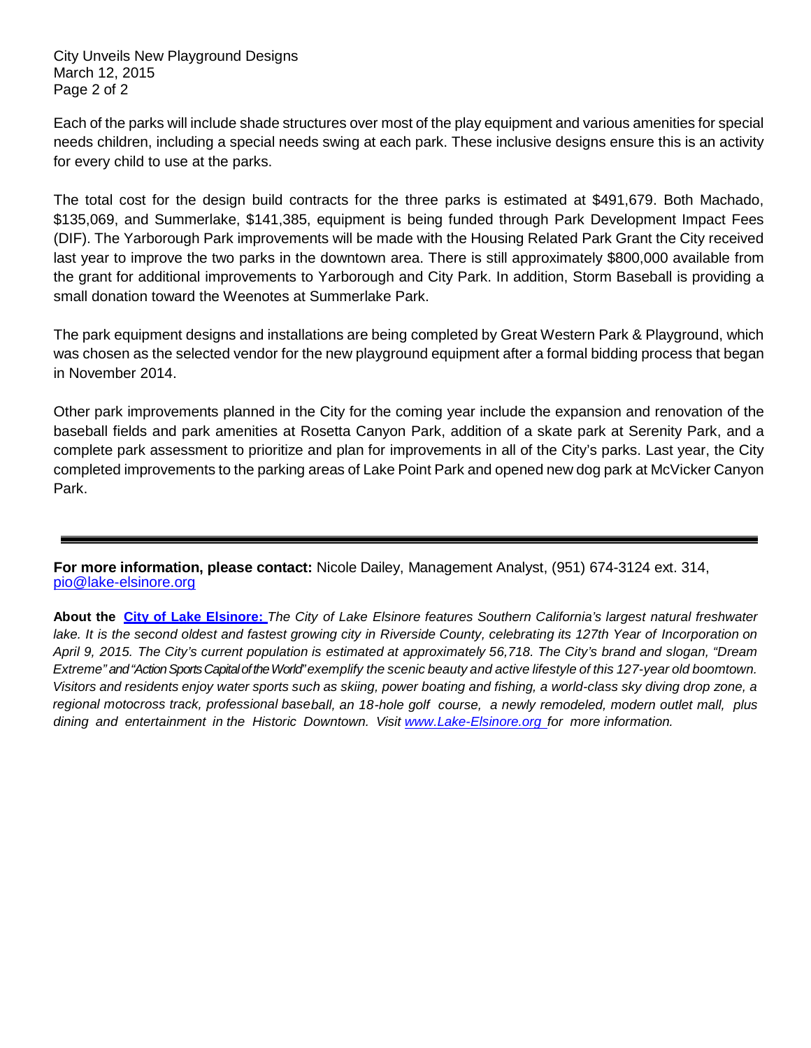Each of the parks will include shade structures over most of the play equipment and various amenities for special needs children, including a special needs swing at each park. These inclusive designs ensure this is an activity for every child to use at the parks.

The total cost for the design build contracts for the three parks is estimated at $491,679. Both Machado, $135,069, and Summerlake, $141,385, equipment is being funded through Park Development Impact Fees (DIF). The Yarborough Park improvements will be made with the Housing Related Park Grant the City received last year to improve the two parks in the downtown area. There is still approximately $800,000 available from the grant for additional improvements to Yarborough and City Park. In addition, Storm Baseball is providing a small donation toward the Weenotes at Summerlake Park.

The park equipment designs and installations are being completed by Great Western Park & Playground, which was chosen as the selected vendor for the new playground equipment after a formal bidding process that began in November 2014.

Other park improvements planned in the City for the coming year include the expansion and renovation of the baseball fields and park amenities at Rosetta Canyon Park, addition of a skate park at Serenity Park, and a complete park assessment to prioritize and plan for improvements in all of the City's parks. Last year, the City completed improvements to the parking areas of Lake Point Park and opened new dog park at McVicker Canyon Park.

---

**For more information, please contact:** Nicole Dailey, Management Analyst, (951) 674-3124 ext. 314, pio@lake-elsinore.org

**About the City of Lake Elsinore:** *The City of Lake Elsinore features Southern California's largest natural freshwater lake. It is the second oldest and fastest growing city in Riverside County, celebrating its 127th Year of Incorporation on April 9, 2015. The City's current population is estimated at approximately 56,718. The City's brand and slogan, "Dream Extreme" and "Action Sports Capital of the World" exemplify the scenic beauty and active lifestyle of this 127-year old boomtown. Visitors and residents enjoy water sports such as skiing, power boating and fishing, a world-class sky diving drop zone, a regional motocross track, professional baseball, an 18-hole golf course, a newly remodeled, modern outlet mall, plus dining and entertainment in the Historic Downtown. Visit www.Lake-Elsinore.org for more information.*